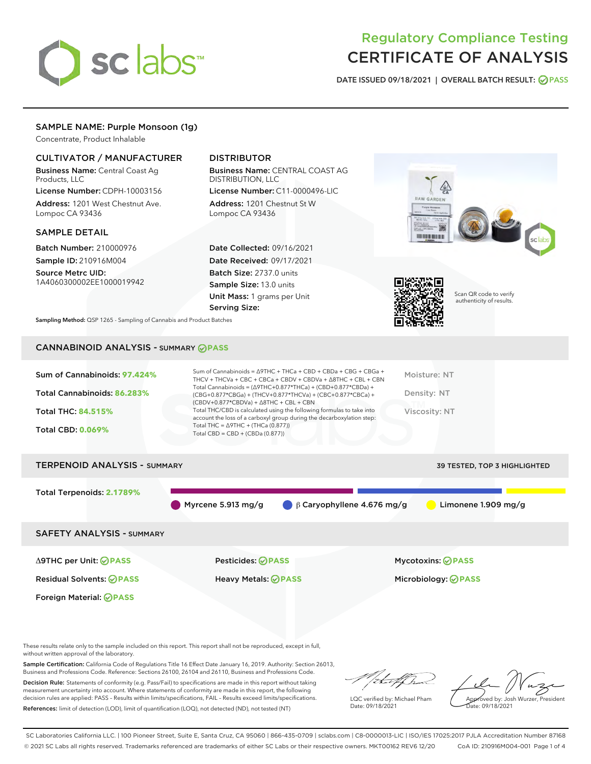# Regulatory Compliance Testing
# CERTIFICATE OF ANALYSIS

DATE ISSUED 09/18/2021 | OVERALL BATCH RESULT: PASS

## SAMPLE NAME: Purple Monsoon (1g)

Concentrate, Product Inhalable

### CULTIVATOR / MANUFACTURER

**Business Name:** Central Coast Ag Products, LLC

**License Number:** CDPH-10003156

**Address:** 1201 West Chestnut Ave. Lompoc CA 93436

### DISTRIBUTOR

**Business Name:** CENTRAL COAST AG DISTRIBUTION, LLC

**License Number:** C11-0000496-LIC

**Address:** 1201 Chestnut St W Lompoc CA 93436

### SAMPLE DETAIL

**Batch Number:** 210000976

**Sample ID:** 210916M004

**Source Metrc UID:** 1A4060300002EE1000019942

**Date Collected:** 09/16/2021

**Date Received:** 09/17/2021

**Batch Size:** 2737.0 units

**Sample Size:** 13.0 units

**Unit Mass:** 1 grams per Unit

**Serving Size:**

Scan QR code to verify authenticity of results.

**Sampling Method:** QSP 1265 - Sampling of Cannabis and Product Batches

## CANNABINOID ANALYSIS - SUMMARY PASS

**Sum of Cannabinoids:** 97.424%

**Total Cannabinoids:** 86.283%

**Total THC:** 84.515%

**Total CBD:** 0.069%

Sum of Cannabinoids = Δ9THC + THCa + CBD + CBDa + CBG + CBGa + THCV + THCVa + CBC + CBCa + CBDV + CBDVa + Δ8THC + CBL + CBN

Total Cannabinoids = (Δ9THC+0.877*THCa) + (CBD+0.877*CBDa) + (CBG+0.877*CBGa) + (THCV+0.877*THCVa) + (CBC+0.877*CBCa) + (CBDV+0.877*CBDVa) + Δ8THC + CBL + CBN

Total THC/CBD is calculated using the following formulas to take into account the loss of a carboxyl group during the decarboxylation step:

Total THC = Δ9THC + (THCa (0.877))

Total CBD = CBD + (CBDa (0.877))

Moisture: NT

Density: NT

Viscosity: NT

## TERPENOID ANALYSIS - SUMMARY

39 TESTED, TOP 3 HIGHLIGHTED

**Total Terpenoids:** 2.1789%

Myrcene 5.913 mg/g | β Caryophyllene 4.676 mg/g | Limonene 1.909 mg/g

## SAFETY ANALYSIS - SUMMARY

Δ9THC per Unit: PASS

Pesticides: PASS

Mycotoxins: PASS

Residual Solvents: PASS

Heavy Metals: PASS

Microbiology: PASS

Foreign Material: PASS

These results relate only to the sample included on this report. This report shall not be reproduced, except in full, without written approval of the laboratory.

**Sample Certification:** California Code of Regulations Title 16 Effect Date January 16, 2019. Authority: Section 26013, Business and Professions Code. Reference: Sections 26100, 26104 and 26110, Business and Professions Code.

**Decision Rule:** Statements of conformity (e.g. Pass/Fail) to specifications are made in this report without taking measurement uncertainty into account. Where statements of conformity are made in this report, the following decision rules are applied: PASS – Results within limits/specifications, FAIL – Results exceed limits/specifications.

**References:** limit of detection (LOD), limit of quantification (LOQ), not detected (ND), not tested (NT)

LQC verified by: Michael Pham
Date: 09/18/2021

Approved by: Josh Wurzer, President
Date: 09/18/2021

SC Laboratories California LLC. | 100 Pioneer Street, Suite E, Santa Cruz, CA 95060 | 866-435-0709 | sclabs.com | C8-0000013-LIC | ISO/IES 17025:2017 PJLA Accreditation Number 87168
© 2021 SC Labs all rights reserved. Trademarks referenced are trademarks of either SC Labs or their respective owners. MKT00162 REV6 12/20 CoA ID: 210916M004-001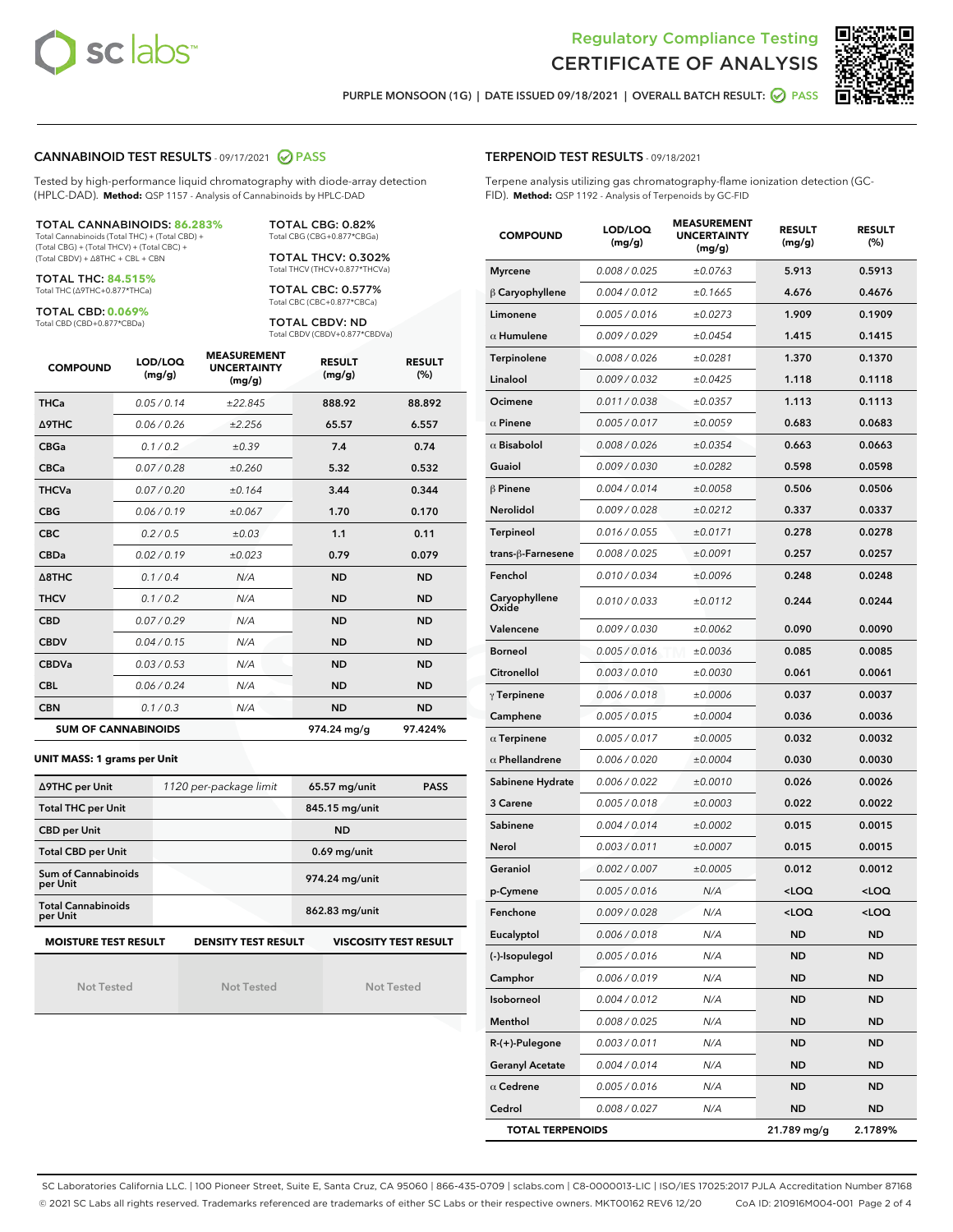# Regulatory Compliance Testing
# CERTIFICATE OF ANALYSIS

PURPLE MONSOON (1G) | DATE ISSUED 09/18/2021 | OVERALL BATCH RESULT: PASS

## CANNABINOID TEST RESULTS - 09/17/2021 PASS

Tested by high-performance liquid chromatography with diode-array detection (HPLC-DAD). **Method:** QSP 1157 - Analysis of Cannabinoids by HPLC-DAD

**TOTAL CANNABINOIDS: 86.283%**
Total Cannabinoids (Total THC) + (Total CBD) + (Total CBG) + (Total THCV) + (Total CBC) + (Total CBDV) + Δ8THC + CBL + CBN

**TOTAL THC: 84.515%**
Total THC (Δ9THC+0.877*THCa)

**TOTAL CBD: 0.069%**
Total CBD (CBD+0.877*CBDa)

**TOTAL CBG: 0.82%**
Total CBG (CBG+0.877*CBGa)

**TOTAL THCV: 0.302%**
Total THCV (THCV+0.877*THCVa)

**TOTAL CBC: 0.577%**
Total CBC (CBC+0.877*CBCa)

**TOTAL CBDV: ND**
Total CBDV (CBDV+0.877*CBDVa)

| COMPOUND | LOD/LOQ (mg/g) | MEASUREMENT UNCERTAINTY (mg/g) | RESULT (mg/g) | RESULT (%) |
|---|---|---|---|---|
| THCa | 0.05 / 0.14 | ±22.845 | 888.92 | 88.892 |
| Δ9THC | 0.06 / 0.26 | ±2.256 | 65.57 | 6.557 |
| CBGa | 0.1 / 0.2 | ±0.39 | 7.4 | 0.74 |
| CBCa | 0.07 / 0.28 | ±0.260 | 5.32 | 0.532 |
| THCVa | 0.07 / 0.20 | ±0.164 | 3.44 | 0.344 |
| CBG | 0.06 / 0.19 | ±0.067 | 1.70 | 0.170 |
| CBC | 0.2 / 0.5 | ±0.03 | 1.1 | 0.11 |
| CBDa | 0.02 / 0.19 | ±0.023 | 0.79 | 0.079 |
| Δ8THC | 0.1 / 0.4 | N/A | ND | ND |
| THCV | 0.1 / 0.2 | N/A | ND | ND |
| CBD | 0.07 / 0.29 | N/A | ND | ND |
| CBDV | 0.04 / 0.15 | N/A | ND | ND |
| CBDVa | 0.03 / 0.53 | N/A | ND | ND |
| CBL | 0.06 / 0.24 | N/A | ND | ND |
| CBN | 0.1 / 0.3 | N/A | ND | ND |
| **SUM OF CANNABINOIDS** | | | **974.24 mg/g** | **97.424%** |

**UNIT MASS: 1 grams per Unit**

| Δ9THC per Unit | 1120 per-package limit | 65.57 mg/unit | PASS |
|---|---|---|---|
| Total THC per Unit | | 845.15 mg/unit | |
| CBD per Unit | | ND | |
| Total CBD per Unit | | 0.69 mg/unit | |
| Sum of Cannabinoids per Unit | | 974.24 mg/unit | |
| Total Cannabinoids per Unit | | 862.83 mg/unit | |

| MOISTURE TEST RESULT | DENSITY TEST RESULT | VISCOSITY TEST RESULT |
|---|---|---|
| Not Tested | Not Tested | Not Tested |

## TERPENOID TEST RESULTS - 09/18/2021

Terpene analysis utilizing gas chromatography-flame ionization detection (GC-FID). **Method:** QSP 1192 - Analysis of Terpenoids by GC-FID

| COMPOUND | LOD/LOQ (mg/g) | MEASUREMENT UNCERTAINTY (mg/g) | RESULT (mg/g) | RESULT (%) |
|---|---|---|---|---|
| Myrcene | 0.008 / 0.025 | ±0.0763 | 5.913 | 0.5913 |
| β Caryophyllene | 0.004 / 0.012 | ±0.1665 | 4.676 | 0.4676 |
| Limonene | 0.005 / 0.016 | ±0.0273 | 1.909 | 0.1909 |
| α Humulene | 0.009 / 0.029 | ±0.0454 | 1.415 | 0.1415 |
| Terpinolene | 0.008 / 0.026 | ±0.0281 | 1.370 | 0.1370 |
| Linalool | 0.009 / 0.032 | ±0.0425 | 1.118 | 0.1118 |
| Ocimene | 0.011 / 0.038 | ±0.0357 | 1.113 | 0.1113 |
| α Pinene | 0.005 / 0.017 | ±0.0059 | 0.683 | 0.0683 |
| α Bisabolol | 0.008 / 0.026 | ±0.0354 | 0.663 | 0.0663 |
| Guaiol | 0.009 / 0.030 | ±0.0282 | 0.598 | 0.0598 |
| β Pinene | 0.004 / 0.014 | ±0.0058 | 0.506 | 0.0506 |
| Nerolidol | 0.009 / 0.028 | ±0.0212 | 0.337 | 0.0337 |
| Terpineol | 0.016 / 0.055 | ±0.0171 | 0.278 | 0.0278 |
| trans-β-Farnesene | 0.008 / 0.025 | ±0.0091 | 0.257 | 0.0257 |
| Fenchol | 0.010 / 0.034 | ±0.0096 | 0.248 | 0.0248 |
| Caryophyllene Oxide | 0.010 / 0.033 | ±0.0112 | 0.244 | 0.0244 |
| Valencene | 0.009 / 0.030 | ±0.0062 | 0.090 | 0.0090 |
| Borneol | 0.005 / 0.016 | ±0.0036 | 0.085 | 0.0085 |
| Citronellol | 0.003 / 0.010 | ±0.0030 | 0.061 | 0.0061 |
| γ Terpinene | 0.006 / 0.018 | ±0.0006 | 0.037 | 0.0037 |
| Camphene | 0.005 / 0.015 | ±0.0004 | 0.036 | 0.0036 |
| α Terpinene | 0.005 / 0.017 | ±0.0005 | 0.032 | 0.0032 |
| α Phellandrene | 0.006 / 0.020 | ±0.0004 | 0.030 | 0.0030 |
| Sabinene Hydrate | 0.006 / 0.022 | ±0.0010 | 0.026 | 0.0026 |
| 3 Carene | 0.005 / 0.018 | ±0.0003 | 0.022 | 0.0022 |
| Sabinene | 0.004 / 0.014 | ±0.0002 | 0.015 | 0.0015 |
| Nerol | 0.003 / 0.011 | ±0.0007 | 0.015 | 0.0015 |
| Geraniol | 0.002 / 0.007 | ±0.0005 | 0.012 | 0.0012 |
| p-Cymene | 0.005 / 0.016 | N/A | <LOQ | <LOQ |
| Fenchone | 0.009 / 0.028 | N/A | <LOQ | <LOQ |
| Eucalyptol | 0.006 / 0.018 | N/A | ND | ND |
| (-)-Isopulegol | 0.005 / 0.016 | N/A | ND | ND |
| Camphor | 0.006 / 0.019 | N/A | ND | ND |
| Isoborneol | 0.004 / 0.012 | N/A | ND | ND |
| Menthol | 0.008 / 0.025 | N/A | ND | ND |
| R-(+)-Pulegone | 0.003 / 0.011 | N/A | ND | ND |
| Geranyl Acetate | 0.004 / 0.014 | N/A | ND | ND |
| α Cedrene | 0.005 / 0.016 | N/A | ND | ND |
| Cedrol | 0.008 / 0.027 | N/A | ND | ND |
| **TOTAL TERPENOIDS** | | | **21.789 mg/g** | **2.1789%** |

SC Laboratories California LLC. | 100 Pioneer Street, Suite E, Santa Cruz, CA 95060 | 866-435-0709 | sclabs.com | C8-0000013-LIC | ISO/IES 17025:2017 PJLA Accreditation Number 87168
© 2021 SC Labs all rights reserved. Trademarks referenced are trademarks of either SC Labs or their respective owners. MKT00162 REV6 12/20 CoA ID: 210916M004-001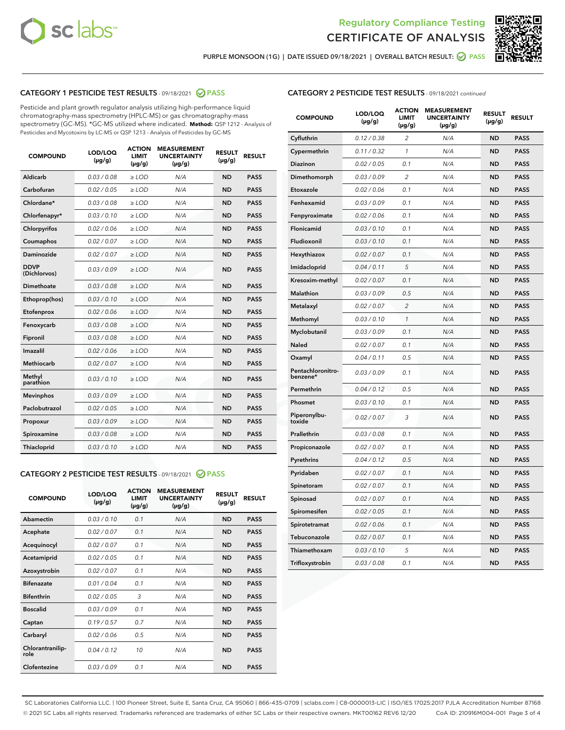Regulatory Compliance Testing

# CERTIFICATE OF ANALYSIS

PURPLE MONSOON (1G) | DATE ISSUED 09/18/2021 | OVERALL BATCH RESULT: PASS

## CATEGORY 1 PESTICIDE TEST RESULTS - 09/18/2021 PASS

Pesticide and plant growth regulator analysis utilizing high-performance liquid chromatography-mass spectrometry (HPLC-MS) or gas chromatography-mass spectrometry (GC-MS). *GC-MS utilized where indicated. **Method:** QSP 1212 - Analysis of Pesticides and Mycotoxins by LC-MS or QSP 1213 - Analysis of Pesticides by GC-MS

| COMPOUND | LOD/LOQ (µg/g) | ACTION LIMIT (µg/g) | MEASUREMENT UNCERTAINTY (µg/g) | RESULT (µg/g) | RESULT |
|---|---|---|---|---|---|
| Aldicarb | 0.03 / 0.08 | ≥ LOD | N/A | ND | PASS |
| Carbofuran | 0.02 / 0.05 | ≥ LOD | N/A | ND | PASS |
| Chlordane* | 0.03 / 0.08 | ≥ LOD | N/A | ND | PASS |
| Chlorfenapyr* | 0.03 / 0.10 | ≥ LOD | N/A | ND | PASS |
| Chlorpyrifos | 0.02 / 0.06 | ≥ LOD | N/A | ND | PASS |
| Coumaphos | 0.02 / 0.07 | ≥ LOD | N/A | ND | PASS |
| Daminozide | 0.02 / 0.07 | ≥ LOD | N/A | ND | PASS |
| DDVP (Dichlorvos) | 0.03 / 0.09 | ≥ LOD | N/A | ND | PASS |
| Dimethoate | 0.03 / 0.08 | ≥ LOD | N/A | ND | PASS |
| Ethoprop(hos) | 0.03 / 0.10 | ≥ LOD | N/A | ND | PASS |
| Etofenprox | 0.02 / 0.06 | ≥ LOD | N/A | ND | PASS |
| Fenoxycarb | 0.03 / 0.08 | ≥ LOD | N/A | ND | PASS |
| Fipronil | 0.03 / 0.08 | ≥ LOD | N/A | ND | PASS |
| Imazalil | 0.02 / 0.06 | ≥ LOD | N/A | ND | PASS |
| Methiocarb | 0.02 / 0.07 | ≥ LOD | N/A | ND | PASS |
| Methyl parathion | 0.03 / 0.10 | ≥ LOD | N/A | ND | PASS |
| Mevinphos | 0.03 / 0.09 | ≥ LOD | N/A | ND | PASS |
| Paclobutrazol | 0.02 / 0.05 | ≥ LOD | N/A | ND | PASS |
| Propoxur | 0.03 / 0.09 | ≥ LOD | N/A | ND | PASS |
| Spiroxamine | 0.03 / 0.08 | ≥ LOD | N/A | ND | PASS |
| Thiacloprid | 0.03 / 0.10 | ≥ LOD | N/A | ND | PASS |

## CATEGORY 2 PESTICIDE TEST RESULTS - 09/18/2021 PASS

| COMPOUND | LOD/LOQ (µg/g) | ACTION LIMIT (µg/g) | MEASUREMENT UNCERTAINTY (µg/g) | RESULT (µg/g) | RESULT |
|---|---|---|---|---|---|
| Abamectin | 0.03 / 0.10 | 0.1 | N/A | ND | PASS |
| Acephate | 0.02 / 0.07 | 0.1 | N/A | ND | PASS |
| Acequinocyl | 0.02 / 0.07 | 0.1 | N/A | ND | PASS |
| Acetamiprid | 0.02 / 0.05 | 0.1 | N/A | ND | PASS |
| Azoxystrobin | 0.02 / 0.07 | 0.1 | N/A | ND | PASS |
| Bifenazate | 0.01 / 0.04 | 0.1 | N/A | ND | PASS |
| Bifenthrin | 0.02 / 0.05 | 3 | N/A | ND | PASS |
| Boscalid | 0.03 / 0.09 | 0.1 | N/A | ND | PASS |
| Captan | 0.19 / 0.57 | 0.7 | N/A | ND | PASS |
| Carbaryl | 0.02 / 0.06 | 0.5 | N/A | ND | PASS |
| Chlorantraniliprole | 0.04 / 0.12 | 10 | N/A | ND | PASS |
| Clofentezine | 0.03 / 0.09 | 0.1 | N/A | ND | PASS |
| Cyfluthrin | 0.12 / 0.38 | 2 | N/A | ND | PASS |
| Cypermethrin | 0.11 / 0.32 | 1 | N/A | ND | PASS |
| Diazinon | 0.02 / 0.05 | 0.1 | N/A | ND | PASS |
| Dimethomorph | 0.03 / 0.09 | 2 | N/A | ND | PASS |
| Etoxazole | 0.02 / 0.06 | 0.1 | N/A | ND | PASS |
| Fenhexamid | 0.03 / 0.09 | 0.1 | N/A | ND | PASS |
| Fenpyroximate | 0.02 / 0.06 | 0.1 | N/A | ND | PASS |
| Flonicamid | 0.03 / 0.10 | 0.1 | N/A | ND | PASS |
| Fludioxonil | 0.03 / 0.10 | 0.1 | N/A | ND | PASS |
| Hexythiazox | 0.02 / 0.07 | 0.1 | N/A | ND | PASS |
| Imidacloprid | 0.04 / 0.11 | 5 | N/A | ND | PASS |
| Kresoxim-methyl | 0.02 / 0.07 | 0.1 | N/A | ND | PASS |
| Malathion | 0.03 / 0.09 | 0.5 | N/A | ND | PASS |
| Metalaxyl | 0.02 / 0.07 | 2 | N/A | ND | PASS |
| Methomyl | 0.03 / 0.10 | 1 | N/A | ND | PASS |
| Myclobutanil | 0.03 / 0.09 | 0.1 | N/A | ND | PASS |
| Naled | 0.02 / 0.07 | 0.1 | N/A | ND | PASS |
| Oxamyl | 0.04 / 0.11 | 0.5 | N/A | ND | PASS |
| Pentachloronitrobenzene* | 0.03 / 0.09 | 0.1 | N/A | ND | PASS |
| Permethrin | 0.04 / 0.12 | 0.5 | N/A | ND | PASS |
| Phosmet | 0.03 / 0.10 | 0.1 | N/A | ND | PASS |
| Piperonylbutoxide | 0.02 / 0.07 | 3 | N/A | ND | PASS |
| Prallethrin | 0.03 / 0.08 | 0.1 | N/A | ND | PASS |
| Propiconazole | 0.02 / 0.07 | 0.1 | N/A | ND | PASS |
| Pyrethrins | 0.04 / 0.12 | 0.5 | N/A | ND | PASS |
| Pyridaben | 0.02 / 0.07 | 0.1 | N/A | ND | PASS |
| Spinetoram | 0.02 / 0.07 | 0.1 | N/A | ND | PASS |
| Spinosad | 0.02 / 0.07 | 0.1 | N/A | ND | PASS |
| Spiromesifen | 0.02 / 0.05 | 0.1 | N/A | ND | PASS |
| Spirotetramat | 0.02 / 0.06 | 0.1 | N/A | ND | PASS |
| Tebuconazole | 0.02 / 0.07 | 0.1 | N/A | ND | PASS |
| Thiamethoxam | 0.03 / 0.10 | 5 | N/A | ND | PASS |
| Trifloxystrobin | 0.03 / 0.08 | 0.1 | N/A | ND | PASS |

SC Laboratories California LLC. | 100 Pioneer Street, Suite E, Santa Cruz, CA 95060 | 866-435-0709 | sclabs.com | C8-0000013-LIC | ISO/IES 17025:2017 PJLA Accreditation Number 87168
© 2021 SC Labs all rights reserved. Trademarks referenced are trademarks of either SC Labs or their respective owners. MKT00162 REV6 12/20 CoA ID: 210916M004-001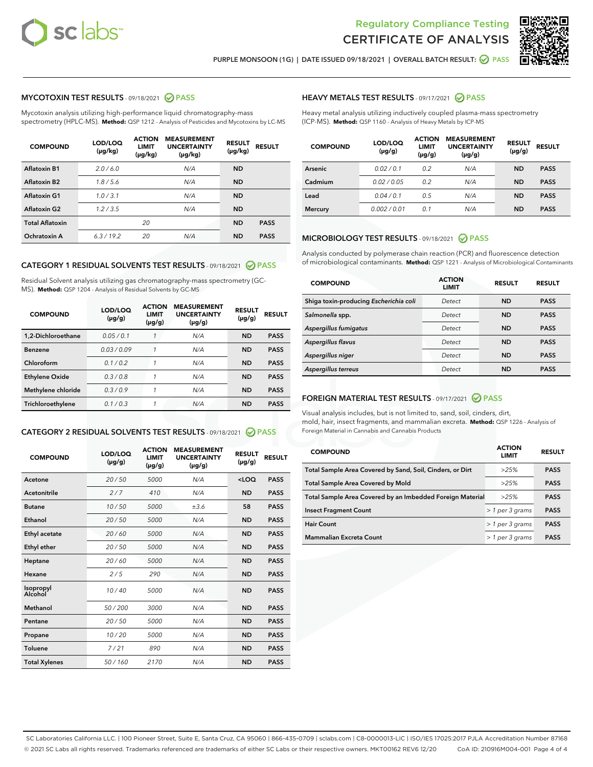Regulatory Compliance Testing

# CERTIFICATE OF ANALYSIS

PURPLE MONSOON (1G) | DATE ISSUED 09/18/2021 | OVERALL BATCH RESULT: PASS

## MYCOTOXIN TEST RESULTS - 09/18/2021 PASS

Mycotoxin analysis utilizing high-performance liquid chromatography-mass spectrometry (HPLC-MS). **Method:** QSP 1212 - Analysis of Pesticides and Mycotoxins by LC-MS

| COMPOUND | LOD/LOQ (µg/kg) | ACTION LIMIT (µg/kg) | MEASUREMENT UNCERTAINTY (µg/kg) | RESULT (µg/kg) | RESULT |
|---|---|---|---|---|---|
| Aflatoxin B1 | 2.0 / 6.0 | | N/A | ND | |
| Aflatoxin B2 | 1.8 / 5.6 | | N/A | ND | |
| Aflatoxin G1 | 1.0 / 3.1 | | N/A | ND | |
| Aflatoxin G2 | 1.2 / 3.5 | | N/A | ND | |
| Total Aflatoxin | | 20 | | ND | PASS |
| Ochratoxin A | 6.3 / 19.2 | 20 | N/A | ND | PASS |

## CATEGORY 1 RESIDUAL SOLVENTS TEST RESULTS - 09/18/2021 PASS

Residual Solvent analysis utilizing gas chromatography-mass spectrometry (GC-MS). **Method:** QSP 1204 - Analysis of Residual Solvents by GC-MS

| COMPOUND | LOD/LOQ (µg/g) | ACTION LIMIT (µg/g) | MEASUREMENT UNCERTAINTY (µg/g) | RESULT (µg/g) | RESULT |
|---|---|---|---|---|---|
| 1,2-Dichloroethane | 0.05 / 0.1 | 1 | N/A | ND | PASS |
| Benzene | 0.03 / 0.09 | 1 | N/A | ND | PASS |
| Chloroform | 0.1 / 0.2 | 1 | N/A | ND | PASS |
| Ethylene Oxide | 0.3 / 0.8 | 1 | N/A | ND | PASS |
| Methylene chloride | 0.3 / 0.9 | 1 | N/A | ND | PASS |
| Trichloroethylene | 0.1 / 0.3 | 1 | N/A | ND | PASS |

## CATEGORY 2 RESIDUAL SOLVENTS TEST RESULTS - 09/18/2021 PASS

| COMPOUND | LOD/LOQ (µg/g) | ACTION LIMIT (µg/g) | MEASUREMENT UNCERTAINTY (µg/g) | RESULT (µg/g) | RESULT |
|---|---|---|---|---|---|
| Acetone | 20 / 50 | 5000 | N/A | <LOQ | PASS |
| Acetonitrile | 2 / 7 | 410 | N/A | ND | PASS |
| Butane | 10 / 50 | 5000 | ±3.6 | 58 | PASS |
| Ethanol | 20 / 50 | 5000 | N/A | ND | PASS |
| Ethyl acetate | 20 / 60 | 5000 | N/A | ND | PASS |
| Ethyl ether | 20 / 50 | 5000 | N/A | ND | PASS |
| Heptane | 20 / 60 | 5000 | N/A | ND | PASS |
| Hexane | 2 / 5 | 290 | N/A | ND | PASS |
| Isopropyl Alcohol | 10 / 40 | 5000 | N/A | ND | PASS |
| Methanol | 50 / 200 | 3000 | N/A | ND | PASS |
| Pentane | 20 / 50 | 5000 | N/A | ND | PASS |
| Propane | 10 / 20 | 5000 | N/A | ND | PASS |
| Toluene | 7 / 21 | 890 | N/A | ND | PASS |
| Total Xylenes | 50 / 160 | 2170 | N/A | ND | PASS |

## HEAVY METALS TEST RESULTS - 09/17/2021 PASS

Heavy metal analysis utilizing inductively coupled plasma-mass spectrometry (ICP-MS). **Method:** QSP 1160 - Analysis of Heavy Metals by ICP-MS

| COMPOUND | LOD/LOQ (µg/g) | ACTION LIMIT (µg/g) | MEASUREMENT UNCERTAINTY (µg/g) | RESULT (µg/g) | RESULT |
|---|---|---|---|---|---|
| Arsenic | 0.02 / 0.1 | 0.2 | N/A | ND | PASS |
| Cadmium | 0.02 / 0.05 | 0.2 | N/A | ND | PASS |
| Lead | 0.04 / 0.1 | 0.5 | N/A | ND | PASS |
| Mercury | 0.002 / 0.01 | 0.1 | N/A | ND | PASS |

## MICROBIOLOGY TEST RESULTS - 09/18/2021 PASS

Analysis conducted by polymerase chain reaction (PCR) and fluorescence detection of microbiological contaminants. **Method:** QSP 1221 - Analysis of Microbiological Contaminants

| COMPOUND | ACTION LIMIT | RESULT | RESULT |
|---|---|---|---|
| Shiga toxin-producing *Escherichia coli* | Detect | ND | PASS |
| *Salmonella* spp. | Detect | ND | PASS |
| *Aspergillus fumigatus* | Detect | ND | PASS |
| *Aspergillus flavus* | Detect | ND | PASS |
| *Aspergillus niger* | Detect | ND | PASS |
| *Aspergillus terreus* | Detect | ND | PASS |

## FOREIGN MATERIAL TEST RESULTS - 09/17/2021 PASS

Visual analysis includes, but is not limited to, sand, soil, cinders, dirt, mold, hair, insect fragments, and mammalian excreta. **Method:** QSP 1226 - Analysis of Foreign Material in Cannabis and Cannabis Products

| COMPOUND | ACTION LIMIT | RESULT |
|---|---|---|
| Total Sample Area Covered by Sand, Soil, Cinders, or Dirt | >25% | PASS |
| Total Sample Area Covered by Mold | >25% | PASS |
| Total Sample Area Covered by an Imbedded Foreign Material | >25% | PASS |
| Insect Fragment Count | > 1 per 3 grams | PASS |
| Hair Count | > 1 per 3 grams | PASS |
| Mammalian Excreta Count | > 1 per 3 grams | PASS |

SC Laboratories California LLC. | 100 Pioneer Street, Suite E, Santa Cruz, CA 95060 | 866-435-0709 | sclabs.com | C8-0000013-LIC | ISO/IES 17025:2017 PJLA Accreditation Number 87168
© 2021 SC Labs all rights reserved. Trademarks referenced are trademarks of either SC Labs or their respective owners. MKT00162 REV6 12/20 CoA ID: 210916M004-001